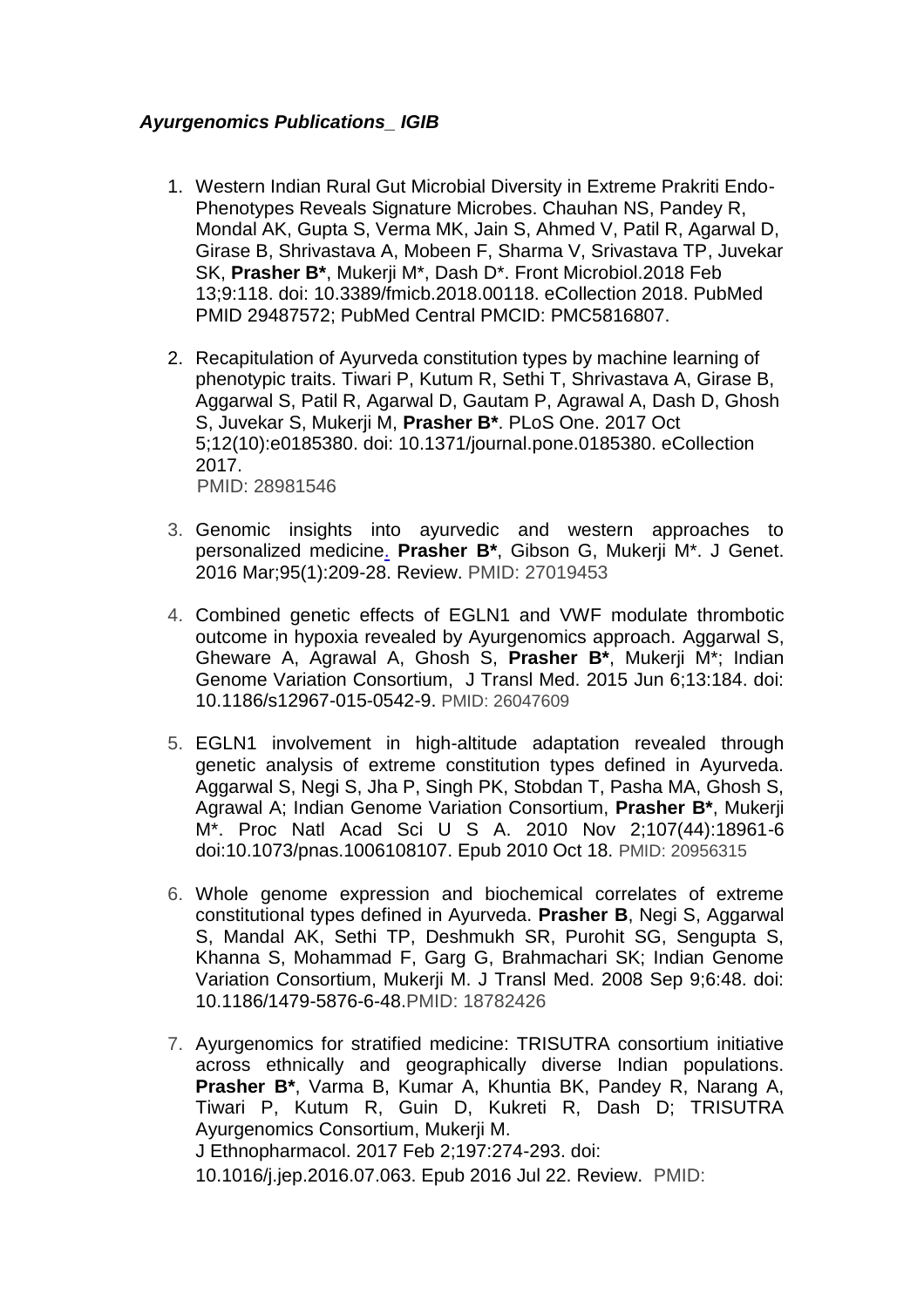***Ayurgenomics Publications_ IGIB***

1. Western Indian Rural Gut Microbial Diversity in Extreme Prakriti Endo-Phenotypes Reveals Signature Microbes. Chauhan NS, Pandey R, Mondal AK, Gupta S, Verma MK, Jain S, Ahmed V, Patil R, Agarwal D, Girase B, Shrivastava A, Mobeen F, Sharma V, Srivastava TP, Juvekar SK, **Prasher B***, Mukerji M*, Dash D*. Front Microbiol.2018 Feb 13;9:118. doi: 10.3389/fmicb.2018.00118. eCollection 2018. PubMed PMID 29487572; PubMed Central PMCID: PMC5816807.

2. Recapitulation of Ayurveda constitution types by machine learning of phenotypic traits. Tiwari P, Kutum R, Sethi T, Shrivastava A, Girase B, Aggarwal S, Patil R, Agarwal D, Gautam P, Agrawal A, Dash D, Ghosh S, Juvekar S, Mukerji M, **Prasher B***. PLoS One. 2017 Oct 5;12(10):e0185380. doi: 10.1371/journal.pone.0185380. eCollection 2017.
PMID: 28981546

3. Genomic insights into ayurvedic and western approaches to personalized medicine. **Prasher B***, Gibson G, Mukerji M*. J Genet. 2016 Mar;95(1):209-28. Review. PMID: 27019453

4. Combined genetic effects of EGLN1 and VWF modulate thrombotic outcome in hypoxia revealed by Ayurgenomics approach. Aggarwal S, Gheware A, Agrawal A, Ghosh S, **Prasher B***, Mukerji M*; Indian Genome Variation Consortium, J Transl Med. 2015 Jun 6;13:184. doi: 10.1186/s12967-015-0542-9. PMID: 26047609

5. EGLN1 involvement in high-altitude adaptation revealed through genetic analysis of extreme constitution types defined in Ayurveda. Aggarwal S, Negi S, Jha P, Singh PK, Stobdan T, Pasha MA, Ghosh S, Agrawal A; Indian Genome Variation Consortium, **Prasher B***, Mukerji M*. Proc Natl Acad Sci U S A. 2010 Nov 2;107(44):18961-6 doi:10.1073/pnas.1006108107. Epub 2010 Oct 18. PMID: 20956315

6. Whole genome expression and biochemical correlates of extreme constitutional types defined in Ayurveda. **Prasher B**, Negi S, Aggarwal S, Mandal AK, Sethi TP, Deshmukh SR, Purohit SG, Sengupta S, Khanna S, Mohammad F, Garg G, Brahmachari SK; Indian Genome Variation Consortium, Mukerji M. J Transl Med. 2008 Sep 9;6:48. doi: 10.1186/1479-5876-6-48.PMID: 18782426

7. Ayurgenomics for stratified medicine: TRISUTRA consortium initiative across ethnically and geographically diverse Indian populations. **Prasher B***, Varma B, Kumar A, Khuntia BK, Pandey R, Narang A, Tiwari P, Kutum R, Guin D, Kukreti R, Dash D; TRISUTRA Ayurgenomics Consortium, Mukerji M.
J Ethnopharmacol. 2017 Feb 2;197:274-293. doi:
10.1016/j.jep.2016.07.063. Epub 2016 Jul 22. Review. PMID: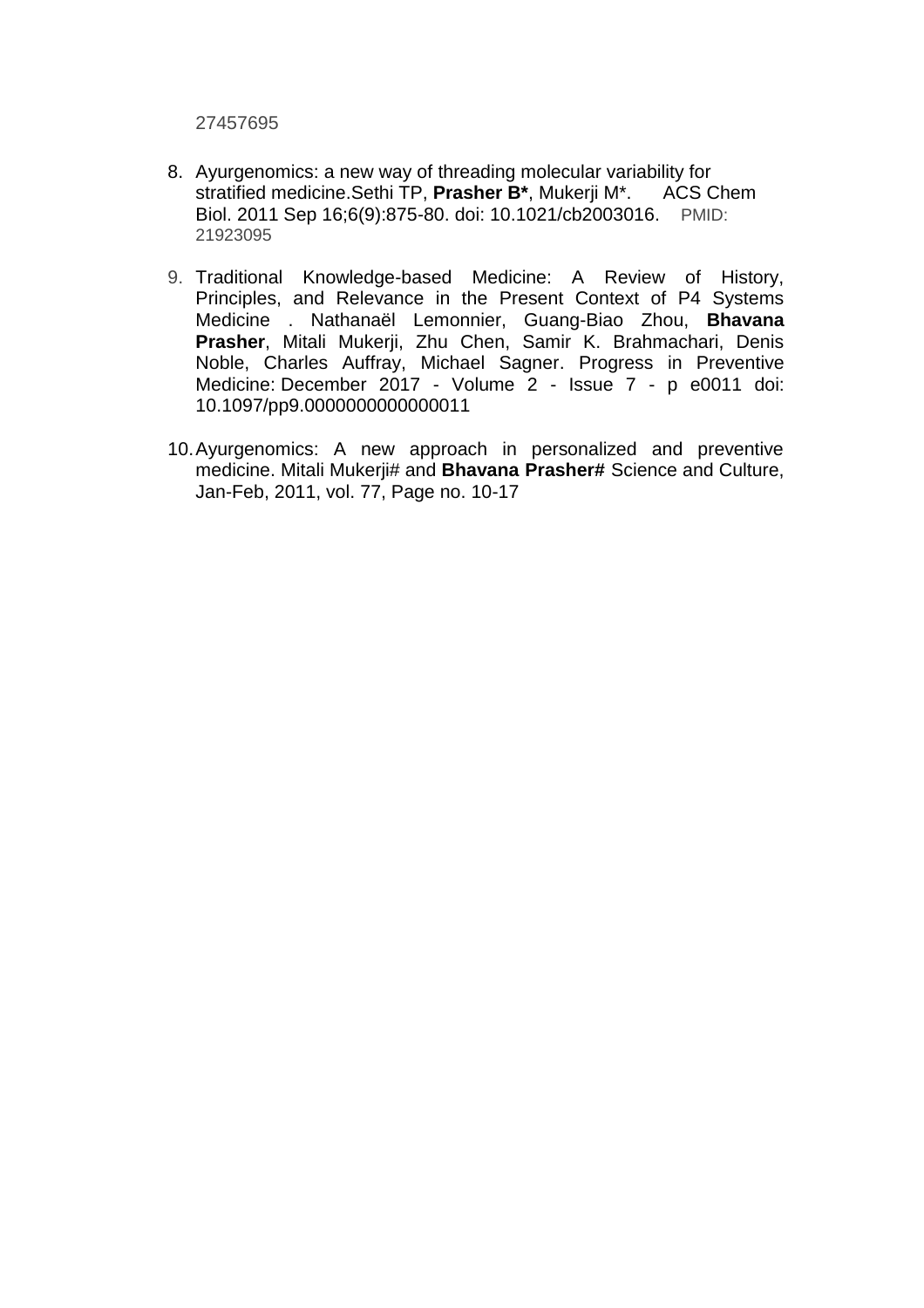27457695

8. Ayurgenomics: a new way of threading molecular variability for stratified medicine.Sethi TP, **Prasher B***, Mukerji M*. ACS Chem Biol. 2011 Sep 16;6(9):875-80. doi: 10.1021/cb2003016. PMID: 21923095

9. Traditional Knowledge-based Medicine: A Review of History, Principles, and Relevance in the Present Context of P4 Systems Medicine . Nathanaël Lemonnier, Guang-Biao Zhou, **Bhavana Prasher**, Mitali Mukerji, Zhu Chen, Samir K. Brahmachari, Denis Noble, Charles Auffray, Michael Sagner. Progress in Preventive Medicine: December 2017 - Volume 2 - Issue 7 - p e0011 doi: 10.1097/pp9.0000000000000011

10. Ayurgenomics: A new approach in personalized and preventive medicine. Mitali Mukerji# and **Bhavana Prasher#** Science and Culture, Jan-Feb, 2011, vol. 77, Page no. 10-17